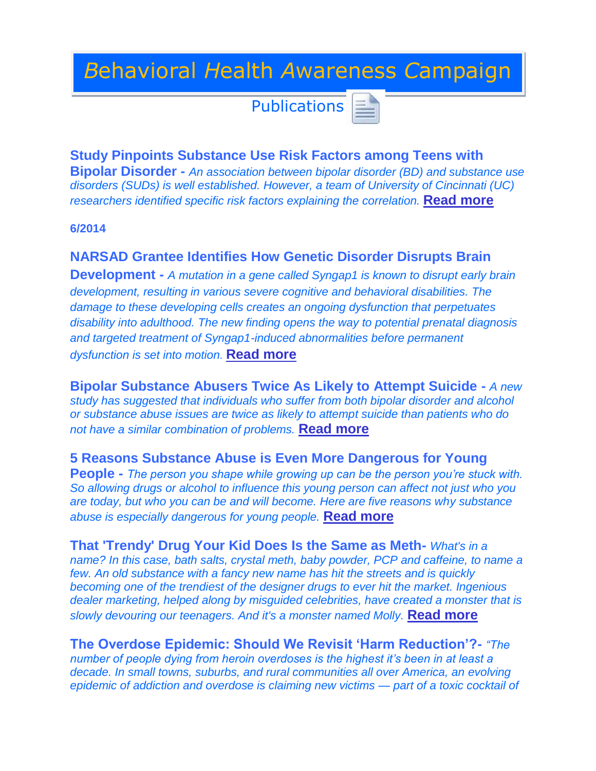# *B*ehavioral *H*ealth *A*wareness *C*ampaign

## Publications

**Study Pinpoints Substance Use Risk Factors among Teens with Bipolar Disorder -** *An association between bipolar disorder (BD) and substance use disorders (SUDs) is well established. However, a team of University of Cincinnati (UC) researchers identified specific risk factors explaining the correlation.* **Read more**

**6/2014**

**NARSAD Grantee Identifies How Genetic Disorder Disrupts Brain Development -** *A mutation in a gene called Syngap1 is known to disrupt early brain development, resulting in various severe cognitive and behavioral disabilities. The damage to these developing cells creates an ongoing dysfunction that perpetuates disability into adulthood. The new finding opens the way to potential prenatal diagnosis and targeted treatment of Syngap1-induced abnormalities before permanent dysfunction is set into motion.* **Read more**

**Bipolar Substance Abusers Twice As Likely to Attempt Suicide -** *A new study has suggested that individuals who suffer from both bipolar disorder and alcohol or substance abuse issues are twice as likely to attempt suicide than patients who do not have a similar combination of problems.* **Read more**

**5 Reasons Substance Abuse is Even More Dangerous for Young People -** *The person you shape while growing up can be the person you're stuck with. So allowing drugs or alcohol to influence this young person can affect not just who you are today, but who you can be and will become. Here are five reasons why substance abuse is especially dangerous for young people.* **Read more**

**That 'Trendy' Drug Your Kid Does Is the Same as Meth-** *What's in a name? In this case, bath salts, crystal meth, baby powder, PCP and caffeine, to name a few. An old substance with a fancy new name has hit the streets and is quickly becoming one of the trendiest of the designer drugs to ever hit the market. Ingenious dealer marketing, helped along by misguided celebrities, have created a monster that is slowly devouring our teenagers. And it's a monster named Molly.* **Read more**

**The Overdose Epidemic: Should We Revisit 'Harm Reduction'?-** *"The number of people dying from heroin overdoses is the highest it's been in at least a decade. In small towns, suburbs, and rural communities all over America, an evolving epidemic of addiction and overdose is claiming new victims — part of a toxic cocktail of*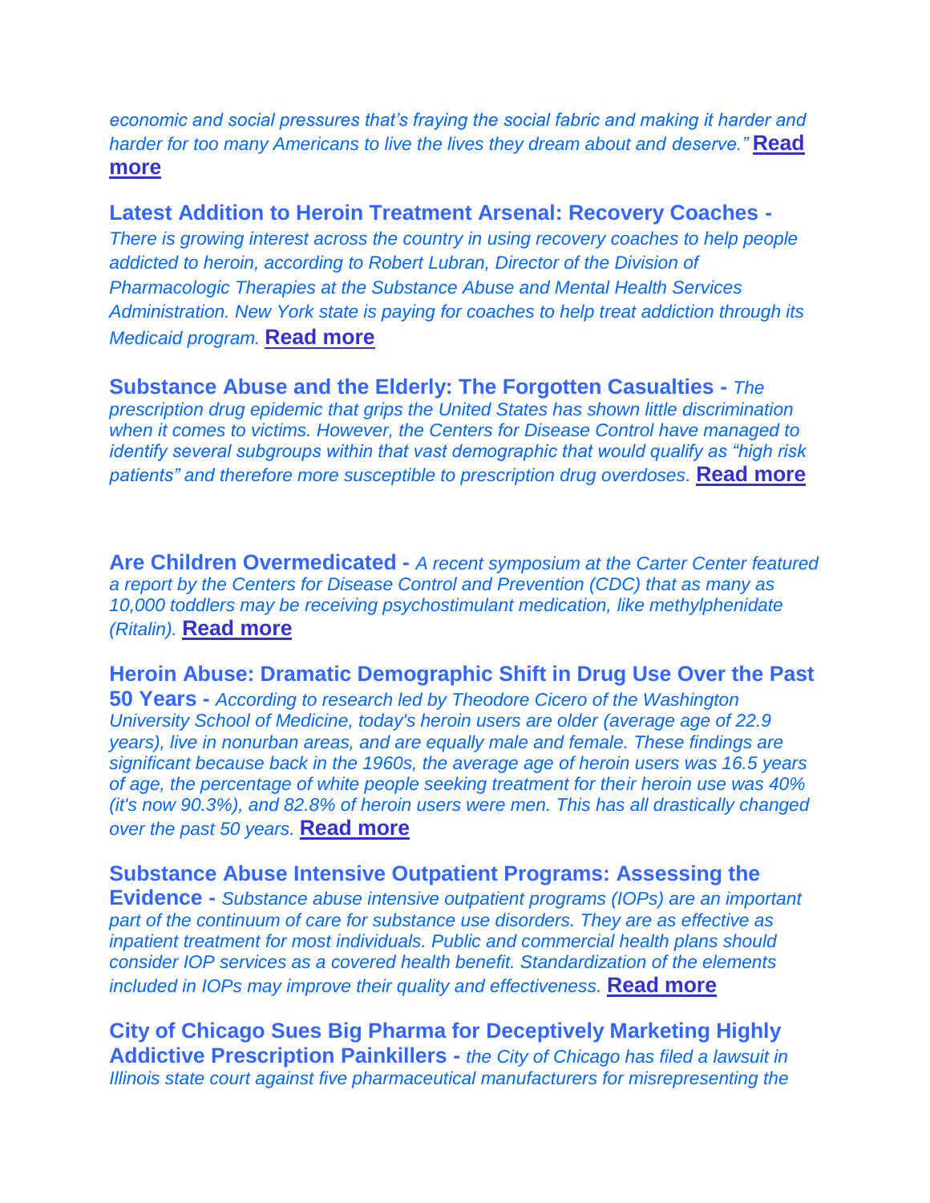*economic and social pressures that's fraying the social fabric and making it harder and harder for too many Americans to live the lives they dream about and deserve."* **Read more**

**Latest Addition to Heroin Treatment Arsenal: Recovery Coaches -** *There is growing interest across the country in using recovery coaches to help people addicted to heroin, according to Robert Lubran, Director of the Division of Pharmacologic Therapies at the Substance Abuse and Mental Health Services Administration. New York state is paying for coaches to help treat addiction through its Medicaid program.* **Read more**

**Substance Abuse and the Elderly: The Forgotten Casualties -** *The prescription drug epidemic that grips the United States has shown little discrimination when it comes to victims. However, the Centers for Disease Control have managed to identify several subgroups within that vast demographic that would qualify as "high risk patients" and therefore more susceptible to prescription drug overdoses.* **Read more**

**Are Children Overmedicated -** *A recent symposium at the Carter Center featured a report by the Centers for Disease Control and Prevention (CDC) that as many as 10,000 toddlers may be receiving psychostimulant medication, like methylphenidate (Ritalin).* **Read more**

**Heroin Abuse: Dramatic Demographic Shift in Drug Use Over the Past 50 Years -** *According to research led by Theodore Cicero of the Washington University School of Medicine, today's heroin users are older (average age of 22.9 years), live in nonurban areas, and are equally male and female. These findings are significant because back in the 1960s, the average age of heroin users was 16.5 years of age, the percentage of white people seeking treatment for their heroin use was 40% (it's now 90.3%), and 82.8% of heroin users were men. This has all drastically changed over the past 50 years.* **Read more**

**Substance Abuse Intensive Outpatient Programs: Assessing the Evidence -** *Substance abuse intensive outpatient programs (IOPs) are an important part of the continuum of care for substance use disorders. They are as effective as inpatient treatment for most individuals. Public and commercial health plans should consider IOP services as a covered health benefit. Standardization of the elements included in IOPs may improve their quality and effectiveness.* **Read more**

**City of Chicago Sues Big Pharma for Deceptively Marketing Highly Addictive Prescription Painkillers -** *the City of Chicago has filed a lawsuit in Illinois state court against five pharmaceutical manufacturers for misrepresenting the*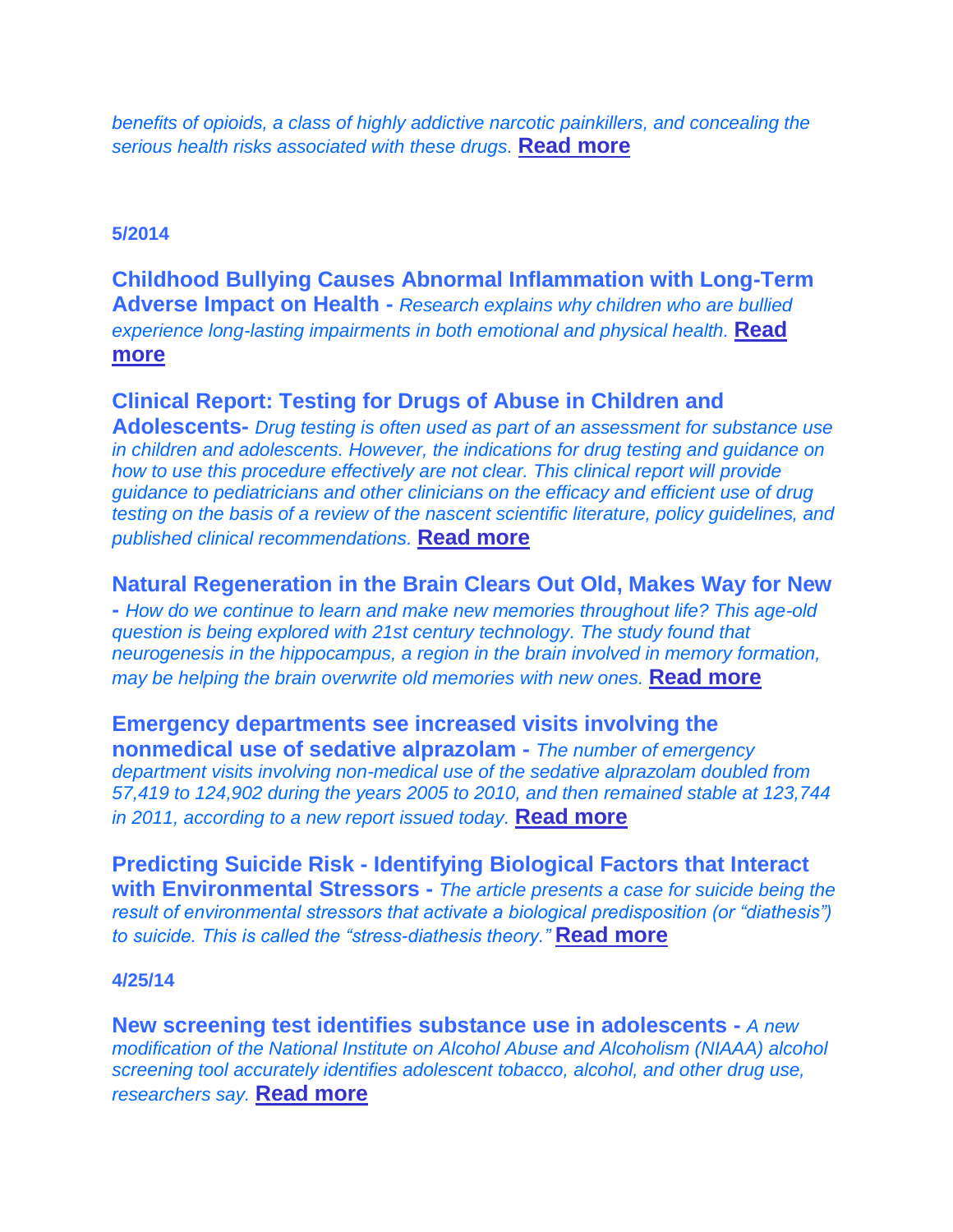*benefits of opioids, a class of highly addictive narcotic painkillers, and concealing the serious health risks associated with these drugs.* **Read more**

**5/2014**

**Childhood Bullying Causes Abnormal Inflammation with Long-Term Adverse Impact on Health -** *Research explains why children who are bullied experience long-lasting impairments in both emotional and physical health.* **Read more**

**Clinical Report: Testing for Drugs of Abuse in Children and Adolescents-** *Drug testing is often used as part of an assessment for substance use in children and adolescents. However, the indications for drug testing and guidance on how to use this procedure effectively are not clear. This clinical report will provide guidance to pediatricians and other clinicians on the efficacy and efficient use of drug testing on the basis of a review of the nascent scientific literature, policy guidelines, and published clinical recommendations.* **Read more**

**Natural Regeneration in the Brain Clears Out Old, Makes Way for New -** *How do we continue to learn and make new memories throughout life? This age-old question is being explored with 21st century technology. The study found that neurogenesis in the hippocampus, a region in the brain involved in memory formation, may be helping the brain overwrite old memories with new ones.* **Read more**

**Emergency departments see increased visits involving the nonmedical use of sedative alprazolam -** *The number of emergency department visits involving non-medical use of the sedative alprazolam doubled from 57,419 to 124,902 during the years 2005 to 2010, and then remained stable at 123,744 in 2011, according to a new report issued today.* **Read more**

**Predicting Suicide Risk - Identifying Biological Factors that Interact with Environmental Stressors -** *The article presents a case for suicide being the result of environmental stressors that activate a biological predisposition (or "diathesis") to suicide. This is called the "stress-diathesis theory."* **Read more**

**4/25/14**

**New screening test identifies substance use in adolescents -** *A new modification of the National Institute on Alcohol Abuse and Alcoholism (NIAAA) alcohol screening tool accurately identifies adolescent tobacco, alcohol, and other drug use, researchers say.* **Read more**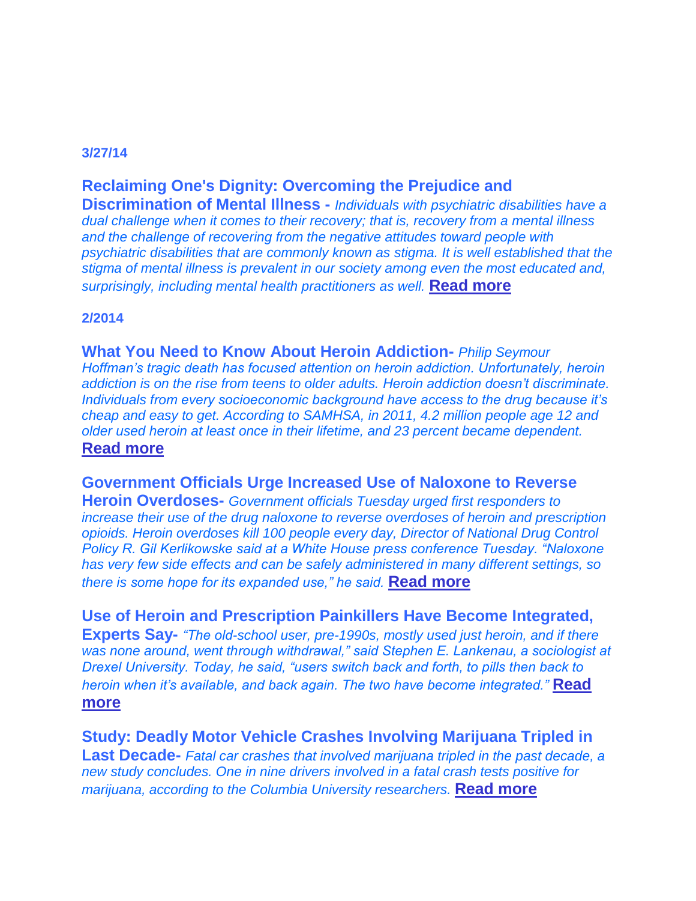**3/27/14**

**Reclaiming One's Dignity: Overcoming the Prejudice and Discrimination of Mental Illness -** *Individuals with psychiatric disabilities have a dual challenge when it comes to their recovery; that is, recovery from a mental illness and the challenge of recovering from the negative attitudes toward people with psychiatric disabilities that are commonly known as stigma. It is well established that the stigma of mental illness is prevalent in our society among even the most educated and, surprisingly, including mental health practitioners as well.* **Read more**

**2/2014**

**What You Need to Know About Heroin Addiction-** *Philip Seymour Hoffman's tragic death has focused attention on heroin addiction. Unfortunately, heroin addiction is on the rise from teens to older adults. Heroin addiction doesn't discriminate. Individuals from every socioeconomic background have access to the drug because it's cheap and easy to get. According to SAMHSA, in 2011, 4.2 million people age 12 and older used heroin at least once in their lifetime, and 23 percent became dependent.* **Read more**

**Government Officials Urge Increased Use of Naloxone to Reverse Heroin Overdoses-** *Government officials Tuesday urged first responders to increase their use of the drug naloxone to reverse overdoses of heroin and prescription opioids. Heroin overdoses kill 100 people every day, Director of National Drug Control Policy R. Gil Kerlikowske said at a White House press conference Tuesday. "Naloxone has very few side effects and can be safely administered in many different settings, so there is some hope for its expanded use," he said.* **Read more**

**Use of Heroin and Prescription Painkillers Have Become Integrated, Experts Say-** *"The old-school user, pre-1990s, mostly used just heroin, and if there was none around, went through withdrawal," said Stephen E. Lankenau, a sociologist at Drexel University. Today, he said, "users switch back and forth, to pills then back to heroin when it's available, and back again. The two have become integrated."* **Read more**

**Study: Deadly Motor Vehicle Crashes Involving Marijuana Tripled in Last Decade-** *Fatal car crashes that involved marijuana tripled in the past decade, a new study concludes. One in nine drivers involved in a fatal crash tests positive for marijuana, according to the Columbia University researchers.* **Read more**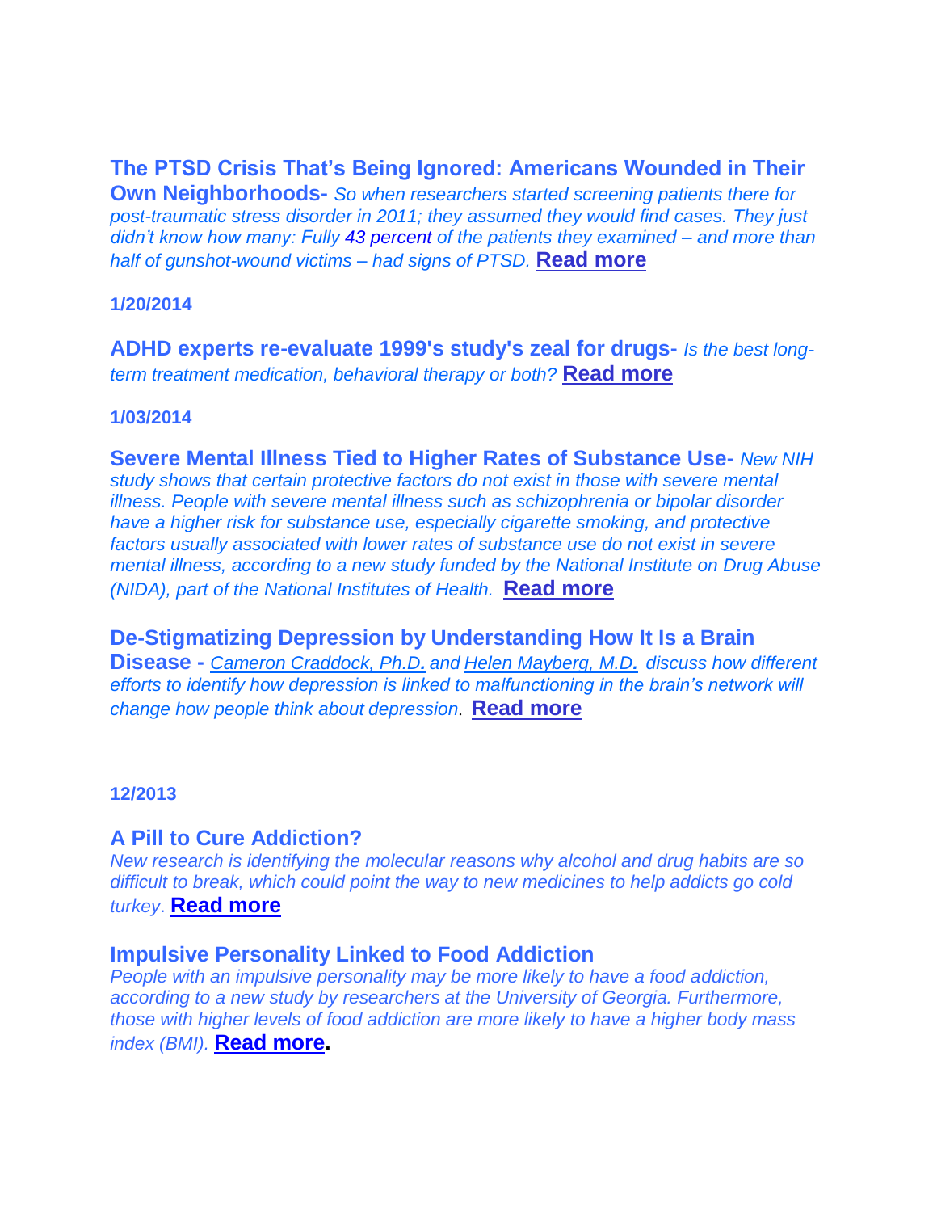**The PTSD Crisis That's Being Ignored: Americans Wounded in Their Own Neighborhoods-** *So when researchers started screening patients there for post-traumatic stress disorder in 2011; they assumed they would find cases. They just didn't know how many: Fully 43 percent of the patients they examined – and more than half of gunshot-wound victims – had signs of PTSD.* **Read more**

**1/20/2014**

**ADHD experts re-evaluate 1999's study's zeal for drugs-** *Is the best long-term treatment medication, behavioral therapy or both?* **Read more**

**1/03/2014**

**Severe Mental Illness Tied to Higher Rates of Substance Use-** *New NIH study shows that certain protective factors do not exist in those with severe mental illness. People with severe mental illness such as schizophrenia or bipolar disorder have a higher risk for substance use, especially cigarette smoking, and protective factors usually associated with lower rates of substance use do not exist in severe mental illness, according to a new study funded by the National Institute on Drug Abuse (NIDA), part of the National Institutes of Health.* **Read more**

**De-Stigmatizing Depression by Understanding How It Is a Brain Disease -** *Cameron Craddock, Ph.D. and Helen Mayberg, M.D. discuss how different efforts to identify how depression is linked to malfunctioning in the brain's network will change how people think about depression.* **Read more**

**12/2013**

**A Pill to Cure Addiction?**
*New research is identifying the molecular reasons why alcohol and drug habits are so difficult to break, which could point the way to new medicines to help addicts go cold turkey.* **Read more**

**Impulsive Personality Linked to Food Addiction**
*People with an impulsive personality may be more likely to have a food addiction, according to a new study by researchers at the University of Georgia. Furthermore, those with higher levels of food addiction are more likely to have a higher body mass index (BMI).* **Read more.**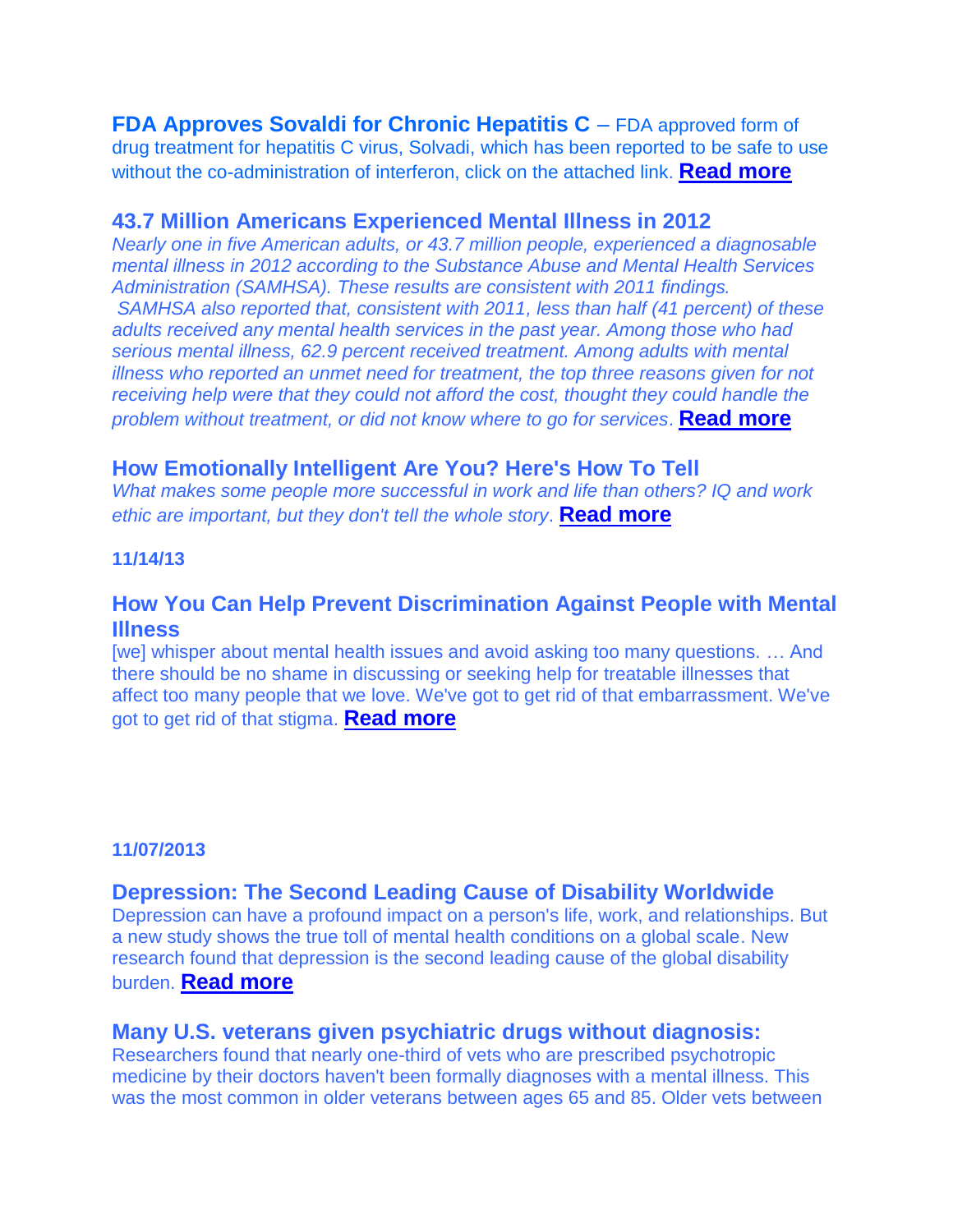**FDA Approves Sovaldi for Chronic Hepatitis C** – FDA approved form of drug treatment for hepatitis C virus, Solvadi, which has been reported to be safe to use without the co-administration of interferon, click on the attached link. **Read more**

### 43.7 Million Americans Experienced Mental Illness in 2012

*Nearly one in five American adults, or 43.7 million people, experienced a diagnosable mental illness in 2012 according to the Substance Abuse and Mental Health Services Administration (SAMHSA). These results are consistent with 2011 findings. SAMHSA also reported that, consistent with 2011, less than half (41 percent) of these adults received any mental health services in the past year. Among those who had serious mental illness, 62.9 percent received treatment. Among adults with mental illness who reported an unmet need for treatment, the top three reasons given for not receiving help were that they could not afford the cost, thought they could handle the problem without treatment, or did not know where to go for services*. **Read more**

### How Emotionally Intelligent Are You? Here's How To Tell

*What makes some people more successful in work and life than others? IQ and work ethic are important, but they don't tell the whole story*. **Read more**

**11/14/13**

### How You Can Help Prevent Discrimination Against People with Mental Illness

[we] whisper about mental health issues and avoid asking too many questions. … And there should be no shame in discussing or seeking help for treatable illnesses that affect too many people that we love. We've got to get rid of that embarrassment. We've got to get rid of that stigma. **Read more**

**11/07/2013**

### Depression: The Second Leading Cause of Disability Worldwide

Depression can have a profound impact on a person's life, work, and relationships. But a new study shows the true toll of mental health conditions on a global scale. New research found that depression is the second leading cause of the global disability burden. **Read more**

### Many U.S. veterans given psychiatric drugs without diagnosis:

Researchers found that nearly one-third of vets who are prescribed psychotropic medicine by their doctors haven't been formally diagnoses with a mental illness. This was the most common in older veterans between ages 65 and 85. Older vets between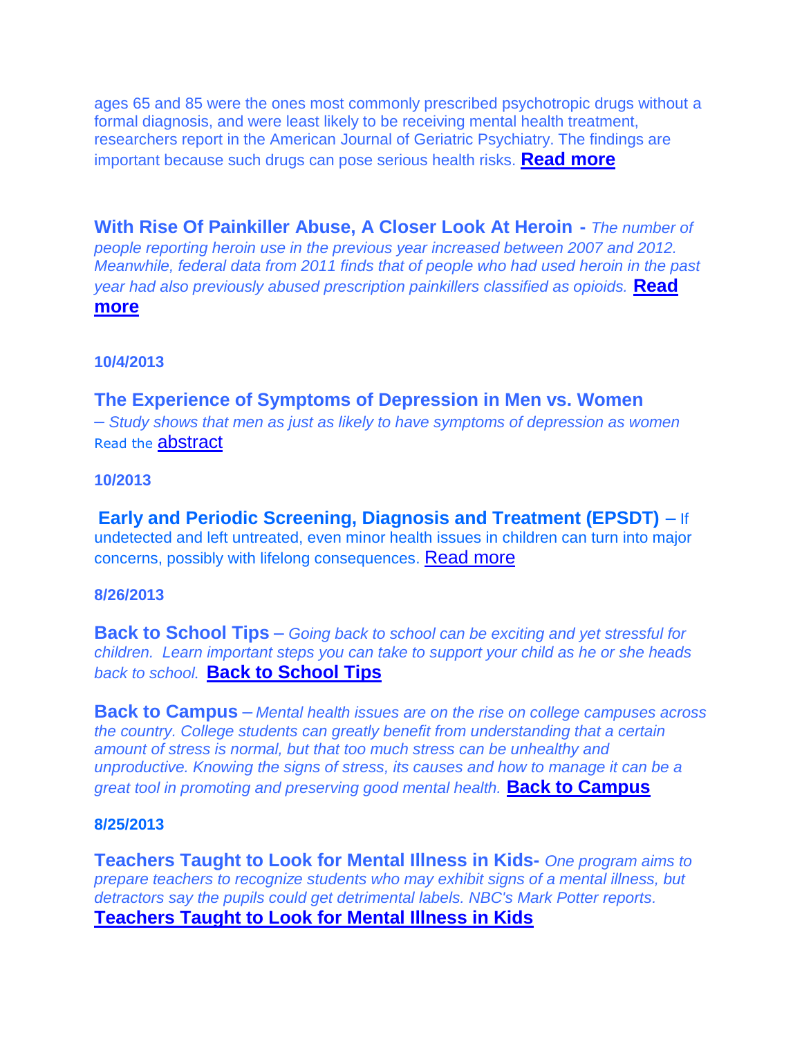ages 65 and 85 were the ones most commonly prescribed psychotropic drugs without a formal diagnosis, and were least likely to be receiving mental health treatment, researchers report in the American Journal of Geriatric Psychiatry. The findings are important because such drugs can pose serious health risks. **Read more**

**With Rise Of Painkiller Abuse, A Closer Look At Heroin** - *The number of people reporting heroin use in the previous year increased between 2007 and 2012. Meanwhile, federal data from 2011 finds that of people who had used heroin in the past year had also previously abused prescription painkillers classified as opioids.* **Read more**

**10/4/2013**

**The Experience of Symptoms of Depression in Men vs. Women** – *Study shows that men as just as likely to have symptoms of depression as women*
Read the abstract

**10/2013**

**Early and Periodic Screening, Diagnosis and Treatment (EPSDT)** – If undetected and left untreated, even minor health issues in children can turn into major concerns, possibly with lifelong consequences. Read more

**8/26/2013**

**Back to School Tips** – *Going back to school can be exciting and yet stressful for children. Learn important steps you can take to support your child as he or she heads back to school.* **Back to School Tips**

**Back to Campus** – *Mental health issues are on the rise on college campuses across the country. College students can greatly benefit from understanding that a certain amount of stress is normal, but that too much stress can be unhealthy and unproductive. Knowing the signs of stress, its causes and how to manage it can be a great tool in promoting and preserving good mental health.* **Back to Campus**

**8/25/2013**

**Teachers Taught to Look for Mental Illness in Kids-** *One program aims to prepare teachers to recognize students who may exhibit signs of a mental illness, but detractors say the pupils could get detrimental labels. NBC's Mark Potter reports.*
**Teachers Taught to Look for Mental Illness in Kids**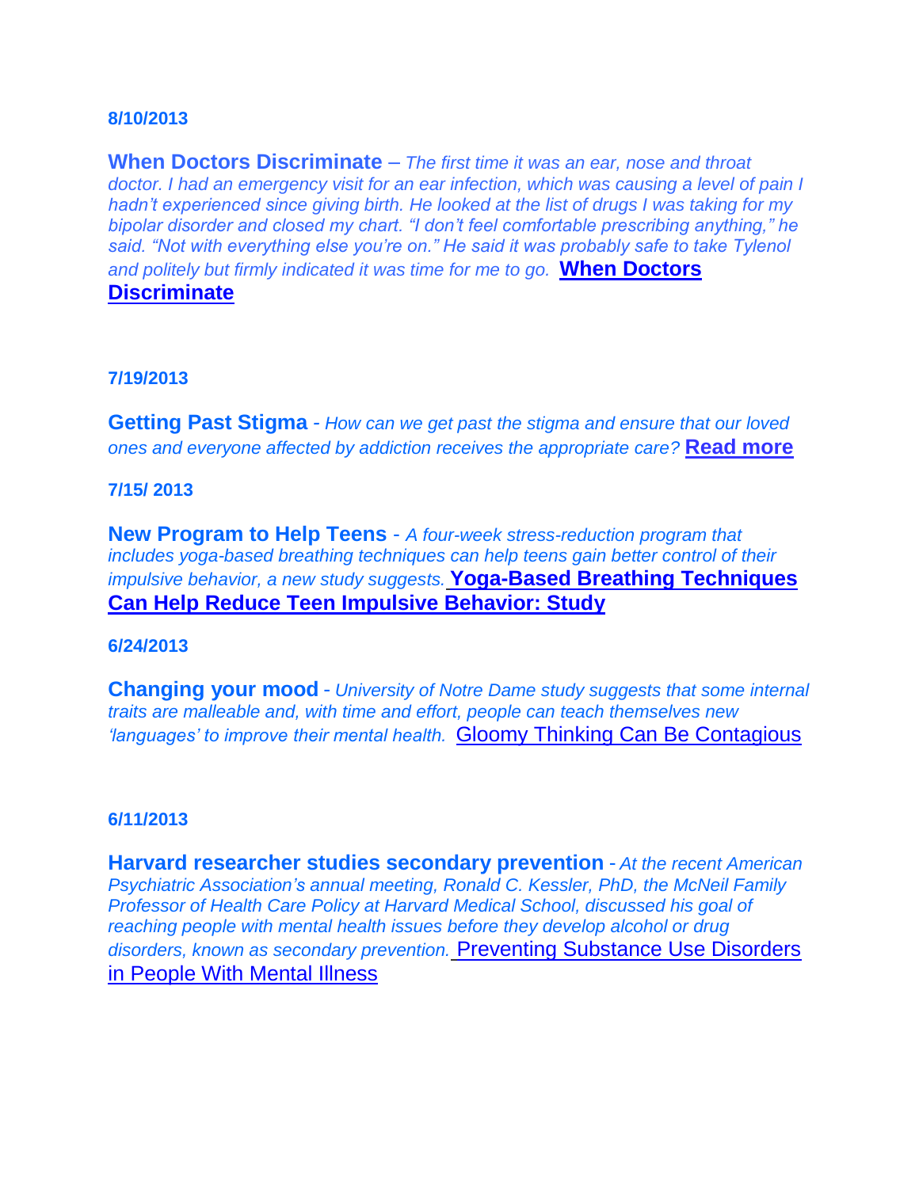**8/10/2013**

**When Doctors Discriminate** – *The first time it was an ear, nose and throat doctor. I had an emergency visit for an ear infection, which was causing a level of pain I hadn't experienced since giving birth. He looked at the list of drugs I was taking for my bipolar disorder and closed my chart. "I don't feel comfortable prescribing anything," he said. "Not with everything else you're on." He said it was probably safe to take Tylenol and politely but firmly indicated it was time for me to go.* **When Doctors Discriminate**

**7/19/2013**

**Getting Past Stigma** - *How can we get past the stigma and ensure that our loved ones and everyone affected by addiction receives the appropriate care?* **Read more**

**7/15/ 2013**

**New Program to Help Teens** - *A four-week stress-reduction program that includes yoga-based breathing techniques can help teens gain better control of their impulsive behavior, a new study suggests.* **Yoga-Based Breathing Techniques Can Help Reduce Teen Impulsive Behavior: Study**

**6/24/2013**

**Changing your mood** - *University of Notre Dame study suggests that some internal traits are malleable and, with time and effort, people can teach themselves new 'languages' to improve their mental health.* Gloomy Thinking Can Be Contagious

**6/11/2013**

**Harvard researcher studies secondary prevention** - *At the recent American Psychiatric Association's annual meeting, Ronald C. Kessler, PhD, the McNeil Family Professor of Health Care Policy at Harvard Medical School, discussed his goal of reaching people with mental health issues before they develop alcohol or drug disorders, known as secondary prevention.* Preventing Substance Use Disorders in People With Mental Illness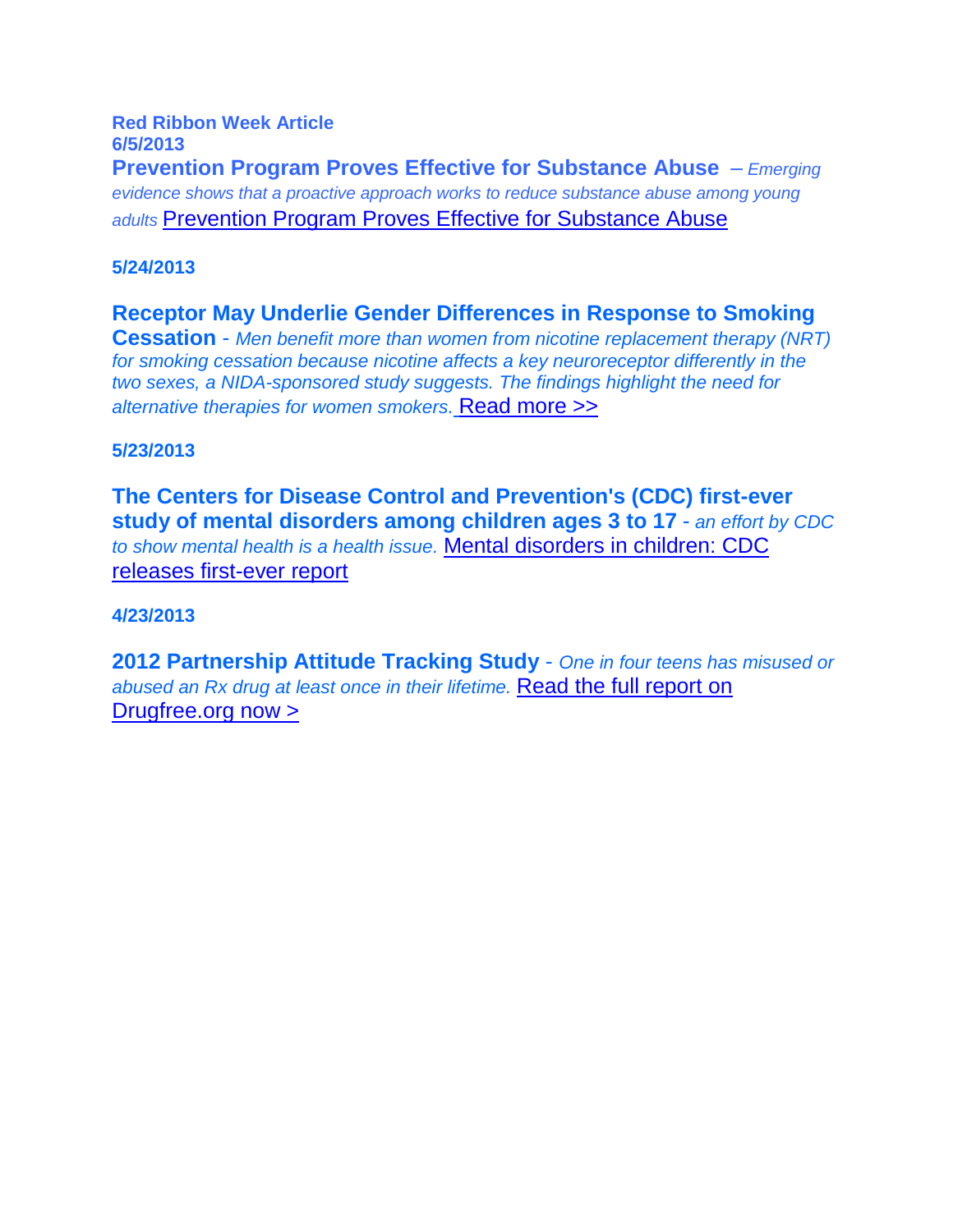**Red Ribbon Week Article**
**6/5/2013**
**Prevention Program Proves Effective for Substance Abuse** – *Emerging evidence shows that a proactive approach works to reduce substance abuse among young adults* Prevention Program Proves Effective for Substance Abuse

**5/24/2013**

**Receptor May Underlie Gender Differences in Response to Smoking Cessation** - *Men benefit more than women from nicotine replacement therapy (NRT) for smoking cessation because nicotine affects a key neuroreceptor differently in the two sexes, a NIDA-sponsored study suggests. The findings highlight the need for alternative therapies for women smokers.* Read more >>

**5/23/2013**

**The Centers for Disease Control and Prevention's (CDC) first-ever study of mental disorders among children ages 3 to 17** - *an effort by CDC to show mental health is a health issue.* Mental disorders in children: CDC releases first-ever report

**4/23/2013**

**2012 Partnership Attitude Tracking Study** - *One in four teens has misused or abused an Rx drug at least once in their lifetime.* Read the full report on Drugfree.org now >